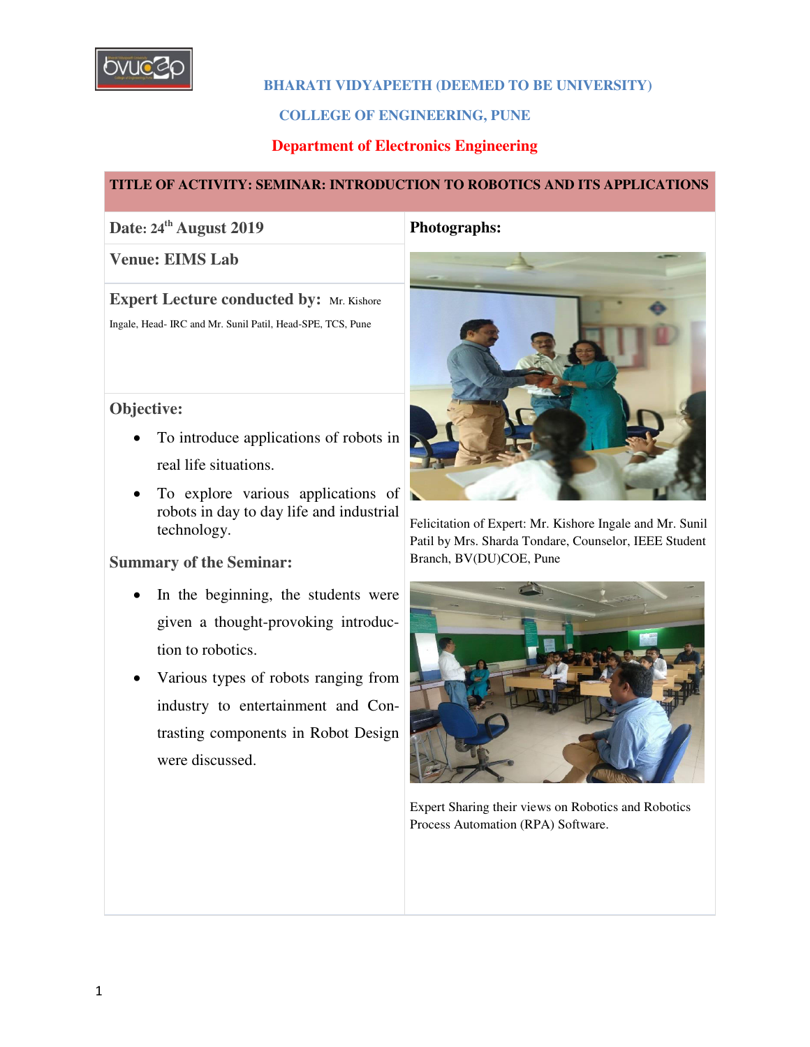**BHARATI VIDYAPEETH (DEEMED TO BE UNIVERSITY)**

**COLLEGE OF ENGINEERING, PUNE**

**Department of Electronics Engineering**

**TITLE OF ACTIVITY: SEMINAR: INTRODUCTION TO ROBOTICS AND ITS APPLICATIONS**

**Date:** 24th August 2019

**Venue:** EIMS Lab

**Expert Lecture conducted by:** Mr. Kishore Ingale, Head- IRC and Mr. Sunil Patil, Head-SPE, TCS, Pune

**Objective:**

- To introduce applications of robots in real life situations.
- To explore various applications of robots in day to day life and industrial technology.

**Summary of the Seminar:**

- In the beginning, the students were given a thought-provoking introduction to robotics.
- Various types of robots ranging from industry to entertainment and Contrasting components in Robot Design were discussed.

**Photographs:**

Felicitation of Expert: Mr. Kishore Ingale and Mr. Sunil Patil by Mrs. Sharda Tondare, Counselor, IEEE Student Branch, BV(DU)COE, Pune

Expert Sharing their views on Robotics and Robotics Process Automation (RPA) Software.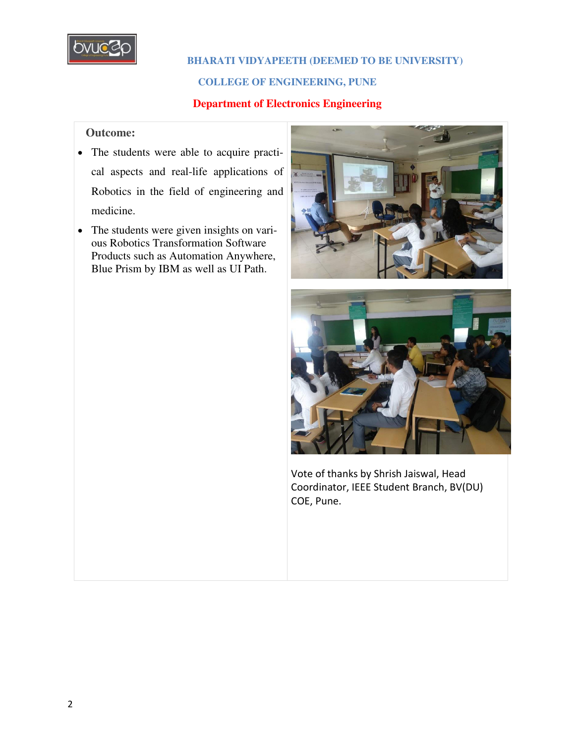**BHARATI VIDYAPEETH (DEEMED TO BE UNIVERSITY)**

**COLLEGE OF ENGINEERING, PUNE**

**Department of Electronics Engineering**

**Outcome:**

- The students were able to acquire practical aspects and real-life applications of Robotics in the field of engineering and medicine.
- The students were given insights on various Robotics Transformation Software Products such as Automation Anywhere, Blue Prism by IBM as well as UI Path.

Vote of thanks by Shrish Jaiswal, Head Coordinator, IEEE Student Branch, BV(DU) COE, Pune.